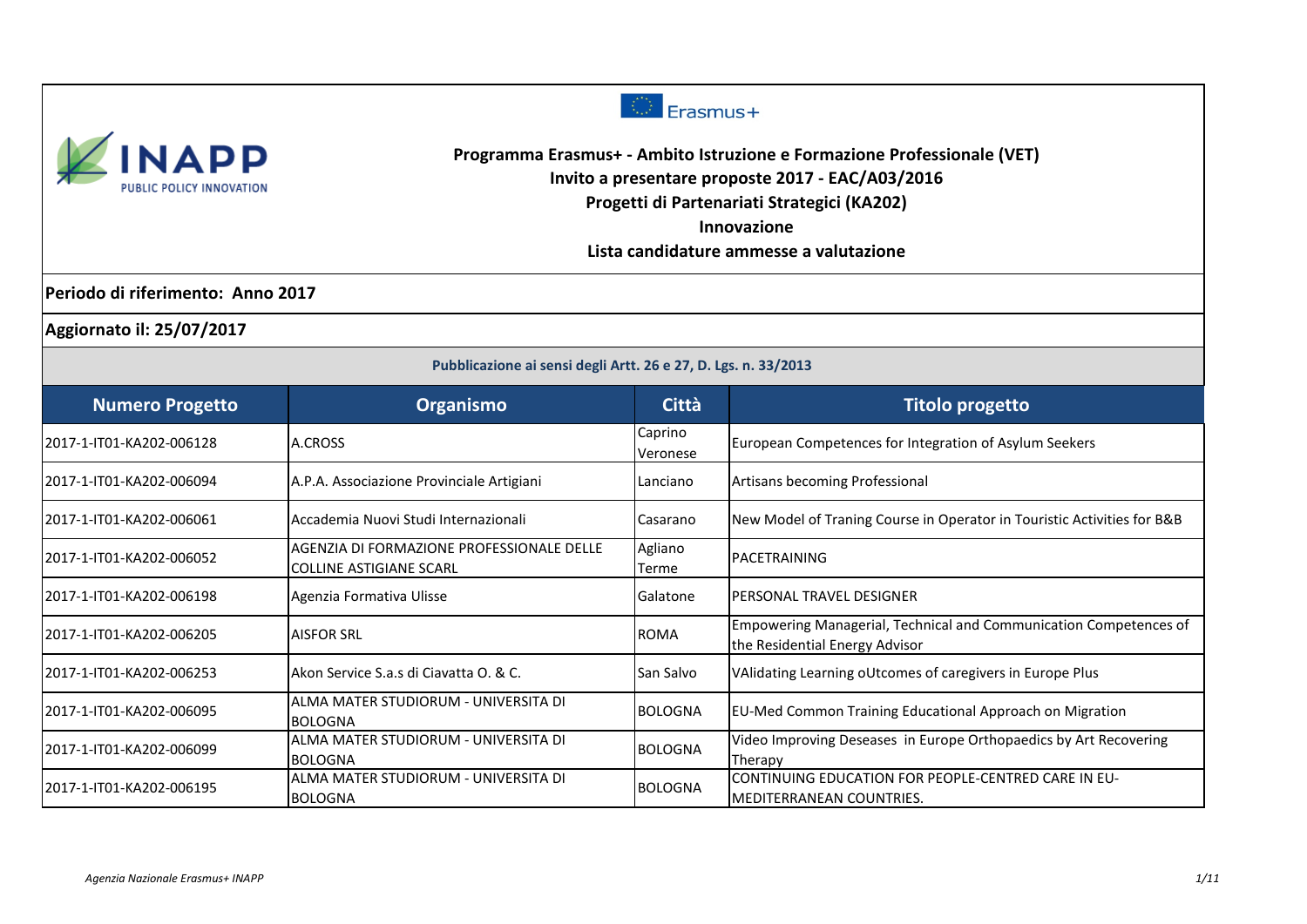Erasmus+

INAPP
PUBLIC POLICY INNOVATION

# Programma Erasmus+ - Ambito Istruzione e Formazione Professionale (VET)
## Invito a presentare proposte 2017 - EAC/A03/2016
## Progetti di Partenariati Strategici (KA202)
## Innovazione
## Lista candidature ammesse a valutazione

**Periodo di riferimento: Anno 2017**

**Aggiornato il: 25/07/2017**

**Pubblicazione ai sensi degli Artt. 26 e 27, D. Lgs. n. 33/2013**

| Numero Progetto | Organismo | Città | Titolo progetto |
|---|---|---|---|
| 2017-1-IT01-KA202-006128 | A.CROSS | Caprino Veronese | European Competences for Integration of Asylum Seekers |
| 2017-1-IT01-KA202-006094 | A.P.A. Associazione Provinciale Artigiani | Lanciano | Artisans becoming Professional |
| 2017-1-IT01-KA202-006061 | Accademia Nuovi Studi Internazionali | Casarano | New Model of Traning Course in Operator in Touristic Activities for B&B |
| 2017-1-IT01-KA202-006052 | AGENZIA DI FORMAZIONE PROFESSIONALE DELLE COLLINE ASTIGIANE SCARL | Agliano Terme | PACETRAINING |
| 2017-1-IT01-KA202-006198 | Agenzia Formativa Ulisse | Galatone | PERSONAL TRAVEL DESIGNER |
| 2017-1-IT01-KA202-006205 | AISFOR SRL | ROMA | Empowering Managerial, Technical and Communication Competences of the Residential Energy Advisor |
| 2017-1-IT01-KA202-006253 | Akon Service S.a.s di Ciavatta O. & C. | San Salvo | VAlidating Learning oUtcomes of caregivers in Europe Plus |
| 2017-1-IT01-KA202-006095 | ALMA MATER STUDIORUM - UNIVERSITA DI BOLOGNA | BOLOGNA | EU-Med Common Training Educational Approach on Migration |
| 2017-1-IT01-KA202-006099 | ALMA MATER STUDIORUM - UNIVERSITA DI BOLOGNA | BOLOGNA | Video Improving Deseases in Europe Orthopaedics by Art Recovering Therapy |
| 2017-1-IT01-KA202-006195 | ALMA MATER STUDIORUM - UNIVERSITA DI BOLOGNA | BOLOGNA | CONTINUING EDUCATION FOR PEOPLE-CENTRED CARE IN EU-MEDITERRANEAN COUNTRIES. |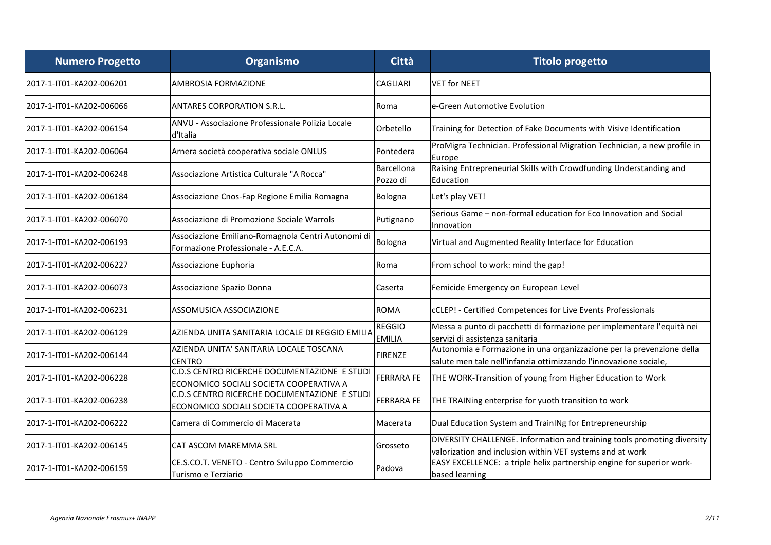| Numero Progetto | Organismo | Città | Titolo progetto |
|---|---|---|---|
| 2017-1-IT01-KA202-006201 | AMBROSIA FORMAZIONE | CAGLIARI | VET for NEET |
| 2017-1-IT01-KA202-006066 | ANTARES CORPORATION S.R.L. | Roma | e-Green Automotive Evolution |
| 2017-1-IT01-KA202-006154 | ANVU - Associazione Professionale Polizia Locale d'Italia | Orbetello | Training for Detection of Fake Documents with Visive Identification |
| 2017-1-IT01-KA202-006064 | Arnera società cooperativa sociale ONLUS | Pontedera | ProMigra Technician. Professional Migration Technician, a new profile in Europe |
| 2017-1-IT01-KA202-006248 | Associazione Artistica Culturale "A Rocca" | Barcellona Pozzo di | Raising Entrepreneurial Skills with Crowdfunding Understanding and Education |
| 2017-1-IT01-KA202-006184 | Associazione Cnos-Fap Regione Emilia Romagna | Bologna | Let's play VET! |
| 2017-1-IT01-KA202-006070 | Associazione di Promozione Sociale Warrols | Putignano | Serious Game – non-formal education for Eco Innovation and Social Innovation |
| 2017-1-IT01-KA202-006193 | Associazione Emiliano-Romagnola Centri Autonomi di Formazione Professionale - A.E.C.A. | Bologna | Virtual and Augmented Reality Interface for Education |
| 2017-1-IT01-KA202-006227 | Associazione Euphoria | Roma | From school to work: mind the gap! |
| 2017-1-IT01-KA202-006073 | Associazione Spazio Donna | Caserta | Femicide Emergency on European Level |
| 2017-1-IT01-KA202-006231 | ASSOMUSICA ASSOCIAZIONE | ROMA | cCLEP! - Certified Competences for Live Events Professionals |
| 2017-1-IT01-KA202-006129 | AZIENDA UNITA SANITARIA LOCALE DI REGGIO EMILIA | REGGIO EMILIA | Messa a punto di pacchetti di formazione per implementare l'equità nei servizi di assistenza sanitaria |
| 2017-1-IT01-KA202-006144 | AZIENDA UNITA' SANITARIA LOCALE TOSCANA CENTRO | FIRENZE | Autonomia e Formazione in una organizzazione per la prevenzione della salute men tale nell'infanzia ottimizzando l'innovazione sociale, |
| 2017-1-IT01-KA202-006228 | C.D.S CENTRO RICERCHE DOCUMENTAZIONE E STUDI ECONOMICO SOCIALI SOCIETA COOPERATIVA A | FERRARA FE | THE WORK-Transition of young from Higher Education to Work |
| 2017-1-IT01-KA202-006238 | C.D.S CENTRO RICERCHE DOCUMENTAZIONE E STUDI ECONOMICO SOCIALI SOCIETA COOPERATIVA A | FERRARA FE | THE TRAINing enterprise for yuoth transition to work |
| 2017-1-IT01-KA202-006222 | Camera di Commercio di Macerata | Macerata | Dual Education System and TrainINg for Entrepreneurship |
| 2017-1-IT01-KA202-006145 | CAT ASCOM MAREMMA SRL | Grosseto | DIVERSITY CHALLENGE. Information and training tools promoting diversity valorization and inclusion within VET systems and at work |
| 2017-1-IT01-KA202-006159 | CE.S.CO.T. VENETO - Centro Sviluppo Commercio Turismo e Terziario | Padova | EASY EXCELLENCE: a triple helix partnership engine for superior work-based learning |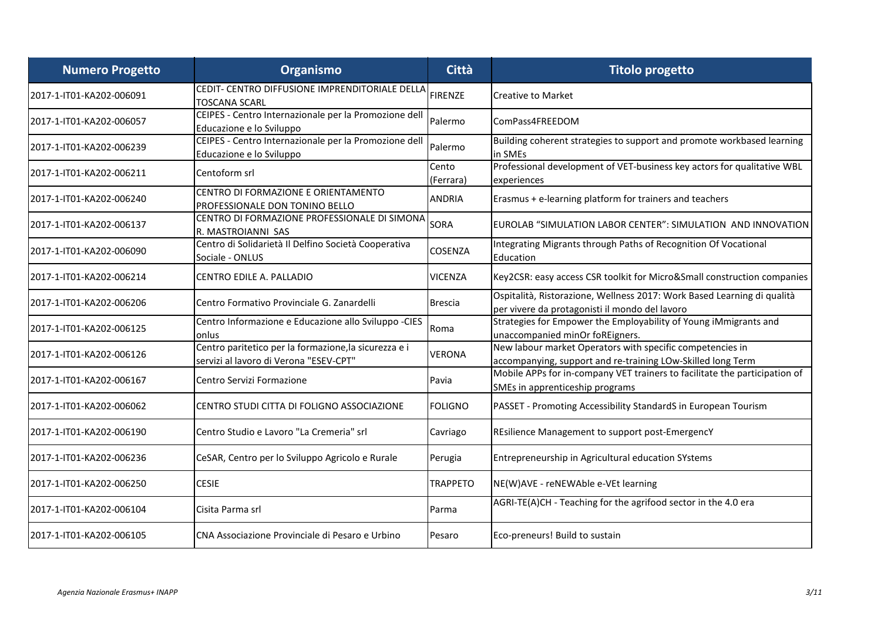| Numero Progetto | Organismo | Città | Titolo progetto |
|---|---|---|---|
| 2017-1-IT01-KA202-006091 | CEDIT- CENTRO DIFFUSIONE IMPRENDITORIALE DELLA TOSCANA SCARL | FIRENZE | Creative to Market |
| 2017-1-IT01-KA202-006057 | CEIPES - Centro Internazionale per la Promozione dell Educazione e lo Sviluppo | Palermo | ComPass4FREEDOM |
| 2017-1-IT01-KA202-006239 | CEIPES - Centro Internazionale per la Promozione dell Educazione e lo Sviluppo | Palermo | Building coherent strategies to support and promote workbased learning in SMEs |
| 2017-1-IT01-KA202-006211 | Centoform srl | Cento (Ferrara) | Professional development of VET-business key actors for qualitative WBL experiences |
| 2017-1-IT01-KA202-006240 | CENTRO DI FORMAZIONE E ORIENTAMENTO PROFESSIONALE DON TONINO BELLO | ANDRIA | Erasmus + e-learning platform for trainers and teachers |
| 2017-1-IT01-KA202-006137 | CENTRO DI FORMAZIONE PROFESSIONALE DI SIMONA R. MASTROIANNI SAS | SORA | EUROLAB "SIMULATION LABOR CENTER": SIMULATION AND INNOVATION |
| 2017-1-IT01-KA202-006090 | Centro di Solidarietà Il Delfino Società Cooperativa Sociale - ONLUS | COSENZA | Integrating Migrants through Paths of Recognition Of Vocational Education |
| 2017-1-IT01-KA202-006214 | CENTRO EDILE A. PALLADIO | VICENZA | Key2CSR: easy access CSR toolkit for Micro&Small construction companies |
| 2017-1-IT01-KA202-006206 | Centro Formativo Provinciale G. Zanardelli | Brescia | Ospitalità, Ristorazione, Wellness 2017: Work Based Learning di qualità per vivere da protagonisti il mondo del lavoro |
| 2017-1-IT01-KA202-006125 | Centro Informazione e Educazione allo Sviluppo -CIES onlus | Roma | Strategies for Empower the Employability of Young iMmigrants and unaccompanied minOr foREigners. |
| 2017-1-IT01-KA202-006126 | Centro paritetico per la formazione,la sicurezza e i servizi al lavoro di Verona "ESEV-CPT" | VERONA | New labour market Operators with specific competencies in accompanying, support and re-training LOw-Skilled long Term |
| 2017-1-IT01-KA202-006167 | Centro Servizi Formazione | Pavia | Mobile APPs for in-company VET trainers to facilitate the participation of SMEs in apprenticeship programs |
| 2017-1-IT01-KA202-006062 | CENTRO STUDI CITTA DI FOLIGNO ASSOCIAZIONE | FOLIGNO | PASSET - Promoting Accessibility StandardS in European Tourism |
| 2017-1-IT01-KA202-006190 | Centro Studio e Lavoro "La Cremeria" srl | Cavriago | REsilience Management to support post-EmergencY |
| 2017-1-IT01-KA202-006236 | CeSAR, Centro per lo Sviluppo Agricolo e Rurale | Perugia | Entrepreneurship in Agricultural education SYstems |
| 2017-1-IT01-KA202-006250 | CESIE | TRAPPETO | NE(W)AVE - reNEWAble e-VEt learning |
| 2017-1-IT01-KA202-006104 | Cisita Parma srl | Parma | AGRI-TE(A)CH - Teaching for the agrifood sector in the 4.0 era |
| 2017-1-IT01-KA202-006105 | CNA Associazione Provinciale di Pesaro e Urbino | Pesaro | Eco-preneurs! Build to sustain |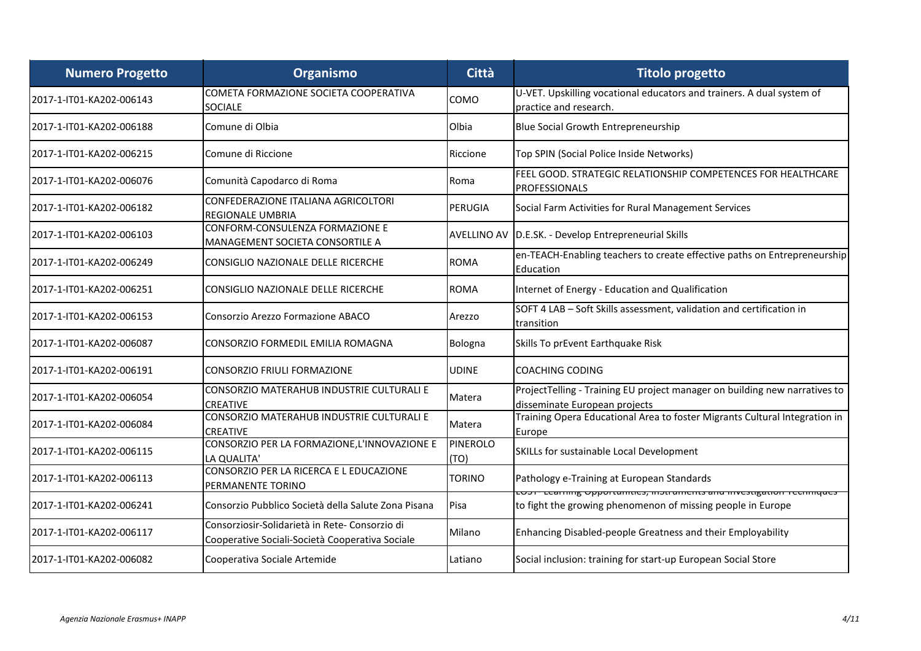| Numero Progetto | Organismo | Città | Titolo progetto |
|---|---|---|---|
| 2017-1-IT01-KA202-006143 | COMETA FORMAZIONE SOCIETA COOPERATIVA SOCIALE | COMO | U-VET. Upskilling vocational educators and trainers. A dual system of practice and research. |
| 2017-1-IT01-KA202-006188 | Comune di Olbia | Olbia | Blue Social Growth Entrepreneurship |
| 2017-1-IT01-KA202-006215 | Comune di Riccione | Riccione | Top SPIN (Social Police Inside Networks) |
| 2017-1-IT01-KA202-006076 | Comunità Capodarco di Roma | Roma | FEEL GOOD. STRATEGIC RELATIONSHIP COMPETENCES FOR HEALTHCARE PROFESSIONALS |
| 2017-1-IT01-KA202-006182 | CONFEDERAZIONE ITALIANA AGRICOLTORI REGIONALE UMBRIA | PERUGIA | Social Farm Activities for Rural Management Services |
| 2017-1-IT01-KA202-006103 | CONFORM-CONSULENZA FORMAZIONE E MANAGEMENT SOCIETA CONSORTILE A | AVELLINO AV | D.E.SK. - Develop Entrepreneurial Skills |
| 2017-1-IT01-KA202-006249 | CONSIGLIO NAZIONALE DELLE RICERCHE | ROMA | en-TEACH-Enabling teachers to create effective paths on Entrepreneurship Education |
| 2017-1-IT01-KA202-006251 | CONSIGLIO NAZIONALE DELLE RICERCHE | ROMA | Internet of Energy - Education and Qualification |
| 2017-1-IT01-KA202-006153 | Consorzio Arezzo Formazione ABACO | Arezzo | SOFT 4 LAB – Soft Skills assessment, validation and certification in transition |
| 2017-1-IT01-KA202-006087 | CONSORZIO FORMEDIL EMILIA ROMAGNA | Bologna | Skills To prEvent Earthquake Risk |
| 2017-1-IT01-KA202-006191 | CONSORZIO FRIULI FORMAZIONE | UDINE | COACHING CODING |
| 2017-1-IT01-KA202-006054 | CONSORZIO MATERAHUB INDUSTRIE CULTURALI E CREATIVE | Matera | ProjectTelling - Training EU project manager on building new narratives to disseminate European projects |
| 2017-1-IT01-KA202-006084 | CONSORZIO MATERAHUB INDUSTRIE CULTURALI E CREATIVE | Matera | Training Opera Educational Area to foster Migrants Cultural Integration in Europe |
| 2017-1-IT01-KA202-006115 | CONSORZIO PER LA FORMAZIONE,L'INNOVAZIONE E LA QUALITA' | PINEROLO (TO) | SKILLs for sustainable Local Development |
| 2017-1-IT01-KA202-006113 | CONSORZIO PER LA RICERCA E L EDUCAZIONE PERMANENTE TORINO | TORINO | Pathology e-Training at European Standards |
| 2017-1-IT01-KA202-006241 | Consorzio Pubblico Società della Salute Zona Pisana | Pisa | LOST- Learning Opportunities, Instruments and Investigation Techniques to fight the growing phenomenon of missing people in Europe |
| 2017-1-IT01-KA202-006117 | Consorziosir-Solidarietà in Rete- Consorzio di Cooperative Sociali-Società Cooperativa Sociale | Milano | Enhancing Disabled-people Greatness and their Employability |
| 2017-1-IT01-KA202-006082 | Cooperativa Sociale Artemide | Latiano | Social inclusion: training for start-up European Social Store |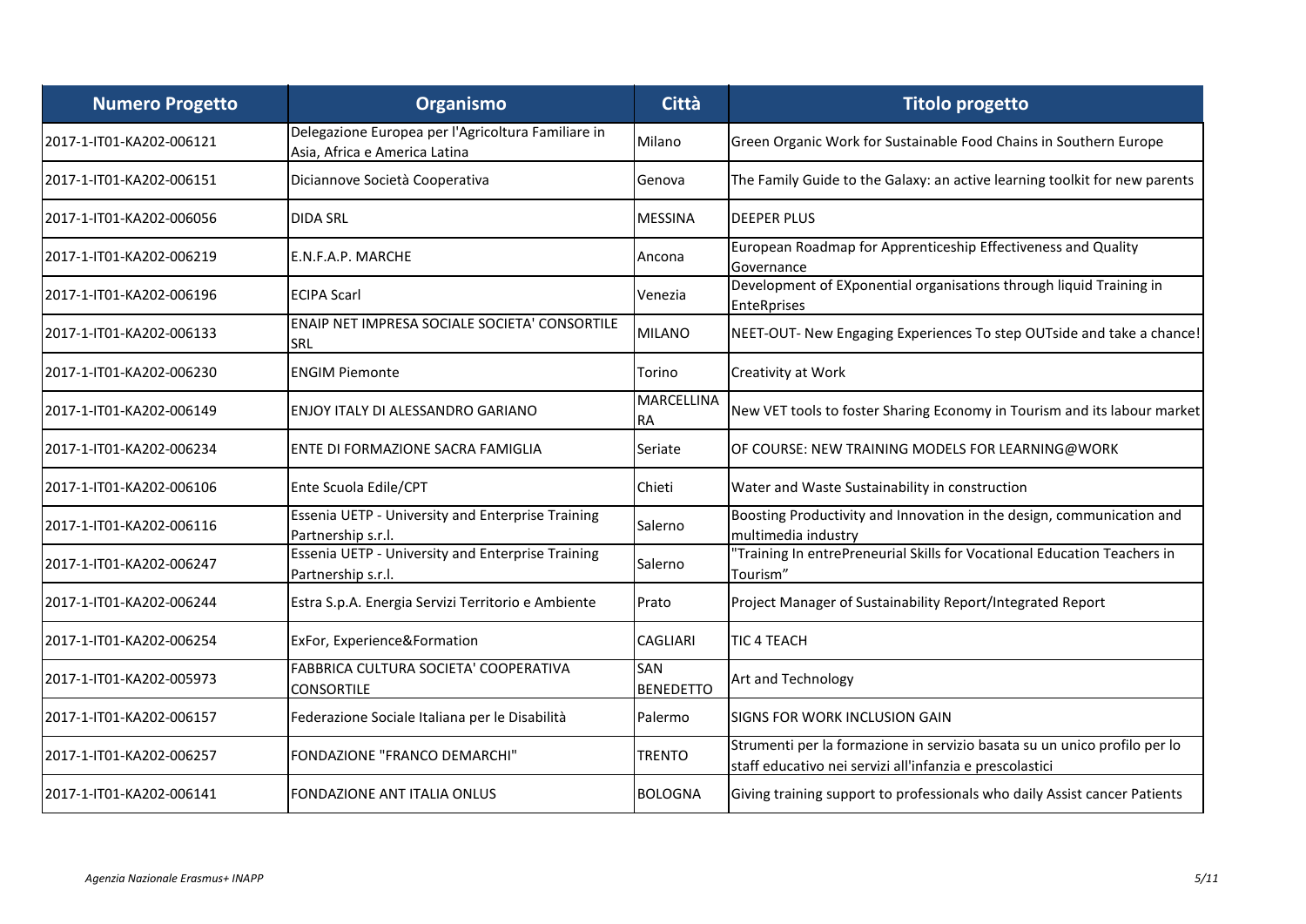| Numero Progetto | Organismo | Città | Titolo progetto |
|---|---|---|---|
| 2017-1-IT01-KA202-006121 | Delegazione Europea per l'Agricoltura Familiare in Asia, Africa e America Latina | Milano | Green Organic Work for Sustainable Food Chains in Southern Europe |
| 2017-1-IT01-KA202-006151 | Diciannove Società Cooperativa | Genova | The Family Guide to the Galaxy: an active learning toolkit for new parents |
| 2017-1-IT01-KA202-006056 | DIDA SRL | MESSINA | DEEPER PLUS |
| 2017-1-IT01-KA202-006219 | E.N.F.A.P. MARCHE | Ancona | European Roadmap for Apprenticeship Effectiveness and Quality Governance |
| 2017-1-IT01-KA202-006196 | ECIPA Scarl | Venezia | Development of EXponential organisations through liquid Training in EnteRprises |
| 2017-1-IT01-KA202-006133 | ENAIP NET IMPRESA SOCIALE SOCIETA' CONSORTILE SRL | MILANO | NEET-OUT- New Engaging Experiences To step OUTside and take a chance! |
| 2017-1-IT01-KA202-006230 | ENGIM Piemonte | Torino | Creativity at Work |
| 2017-1-IT01-KA202-006149 | ENJOY ITALY DI ALESSANDRO GARIANO | MARCELLINARA | New VET tools to foster Sharing Economy in Tourism and its labour market |
| 2017-1-IT01-KA202-006234 | ENTE DI FORMAZIONE SACRA FAMIGLIA | Seriate | OF COURSE: NEW TRAINING MODELS FOR LEARNING@WORK |
| 2017-1-IT01-KA202-006106 | Ente Scuola Edile/CPT | Chieti | Water and Waste Sustainability in construction |
| 2017-1-IT01-KA202-006116 | Essenia UETP - University and Enterprise Training Partnership s.r.l. | Salerno | Boosting Productivity and Innovation in the design, communication and multimedia industry |
| 2017-1-IT01-KA202-006247 | Essenia UETP - University and Enterprise Training Partnership s.r.l. | Salerno | "Training In entrePreneurial Skills for Vocational Education Teachers in Tourism" |
| 2017-1-IT01-KA202-006244 | Estra S.p.A. Energia Servizi Territorio e Ambiente | Prato | Project Manager of Sustainability Report/Integrated Report |
| 2017-1-IT01-KA202-006254 | ExFor, Experience&Formation | CAGLIARI | TIC 4 TEACH |
| 2017-1-IT01-KA202-005973 | FABBRICA CULTURA SOCIETA' COOPERATIVA CONSORTILE | SAN BENEDETTO | Art and Technology |
| 2017-1-IT01-KA202-006157 | Federazione Sociale Italiana per le Disabilità | Palermo | SIGNS FOR WORK INCLUSION GAIN |
| 2017-1-IT01-KA202-006257 | FONDAZIONE "FRANCO DEMARCHI" | TRENTO | Strumenti per la formazione in servizio basata su un unico profilo per lo staff educativo nei servizi all'infanzia e prescolastici |
| 2017-1-IT01-KA202-006141 | FONDAZIONE ANT ITALIA ONLUS | BOLOGNA | Giving training support to professionals who daily Assist cancer Patients |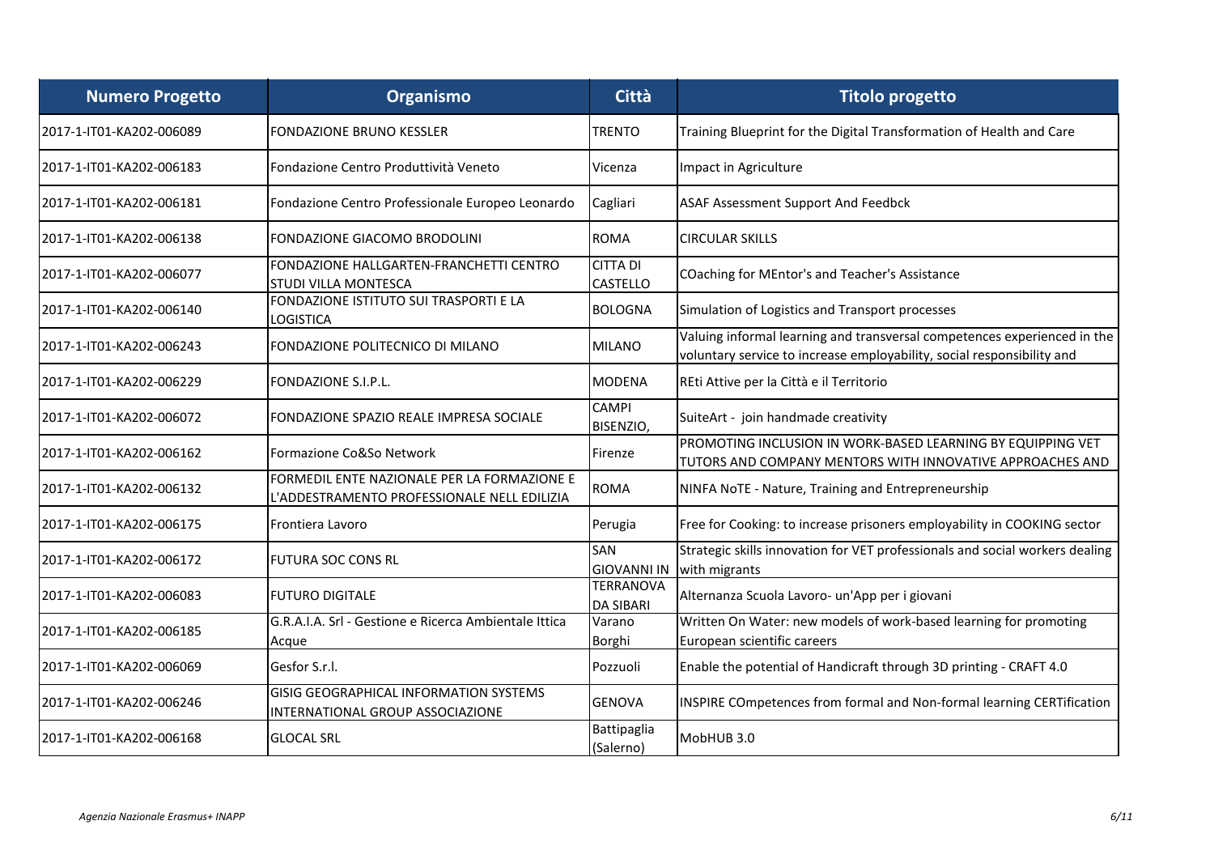| Numero Progetto | Organismo | Città | Titolo progetto |
|---|---|---|---|
| 2017-1-IT01-KA202-006089 | FONDAZIONE BRUNO KESSLER | TRENTO | Training Blueprint for the Digital Transformation of Health and Care |
| 2017-1-IT01-KA202-006183 | Fondazione Centro Produttività Veneto | Vicenza | Impact in Agriculture |
| 2017-1-IT01-KA202-006181 | Fondazione Centro Professionale Europeo Leonardo | Cagliari | ASAF Assessment Support And Feedbck |
| 2017-1-IT01-KA202-006138 | FONDAZIONE GIACOMO BRODOLINI | ROMA | CIRCULAR SKILLS |
| 2017-1-IT01-KA202-006077 | FONDAZIONE HALLGARTEN-FRANCHETTI CENTRO STUDI VILLA MONTESCA | CITTA DI CASTELLO | COaching for MEntor's and Teacher's Assistance |
| 2017-1-IT01-KA202-006140 | FONDAZIONE ISTITUTO SUI TRASPORTI E LA LOGISTICA | BOLOGNA | Simulation of Logistics and Transport processes |
| 2017-1-IT01-KA202-006243 | FONDAZIONE POLITECNICO DI MILANO | MILANO | Valuing informal learning and transversal competences experienced in the voluntary service to increase employability, social responsibility and |
| 2017-1-IT01-KA202-006229 | FONDAZIONE S.I.P.L. | MODENA | REti Attive per la Città e il Territorio |
| 2017-1-IT01-KA202-006072 | FONDAZIONE SPAZIO REALE IMPRESA SOCIALE | CAMPI BISENZIO, | SuiteArt - join handmade creativity |
| 2017-1-IT01-KA202-006162 | Formazione Co&So Network | Firenze | PROMOTING INCLUSION IN WORK-BASED LEARNING BY EQUIPPING VET TUTORS AND COMPANY MENTORS WITH INNOVATIVE APPROACHES AND |
| 2017-1-IT01-KA202-006132 | FORMEDIL ENTE NAZIONALE PER LA FORMAZIONE E L'ADDESTRAMENTO PROFESSIONALE NELL EDILIZIA | ROMA | NINFA NoTE - Nature, Training and Entrepreneurship |
| 2017-1-IT01-KA202-006175 | Frontiera Lavoro | Perugia | Free for Cooking: to increase prisoners employability in COOKING sector |
| 2017-1-IT01-KA202-006172 | FUTURA SOC CONS RL | SAN GIOVANNI IN | Strategic skills innovation for VET professionals and social workers dealing with migrants |
| 2017-1-IT01-KA202-006083 | FUTURO DIGITALE | TERRANOVA DA SIBARI | Alternanza Scuola Lavoro- un'App per i giovani |
| 2017-1-IT01-KA202-006185 | G.R.A.I.A. Srl - Gestione e Ricerca Ambientale Ittica Acque | Varano Borghi | Written On Water: new models of work-based learning for promoting European scientific careers |
| 2017-1-IT01-KA202-006069 | Gesfor S.r.l. | Pozzuoli | Enable the potential of Handicraft through 3D printing - CRAFT 4.0 |
| 2017-1-IT01-KA202-006246 | GISIG GEOGRAPHICAL INFORMATION SYSTEMS INTERNATIONAL GROUP ASSOCIAZIONE | GENOVA | INSPIRE COmpetences from formal and Non-formal learning CERTification |
| 2017-1-IT01-KA202-006168 | GLOCAL SRL | Battipaglia (Salerno) | MobHUB 3.0 |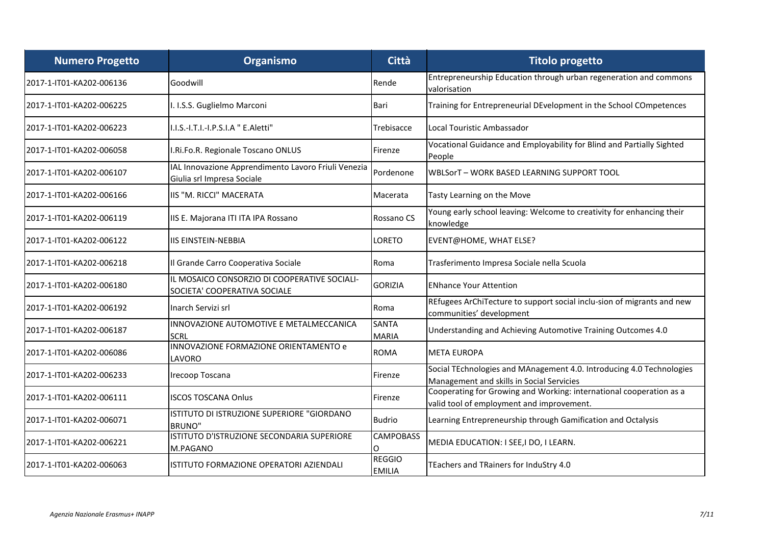| Numero Progetto | Organismo | Città | Titolo progetto |
| --- | --- | --- | --- |
| 2017-1-IT01-KA202-006136 | Goodwill | Rende | Entrepreneurship Education through urban regeneration and commons valorisation |
| 2017-1-IT01-KA202-006225 | I. I.S.S. Guglielmo Marconi | Bari | Training for Entrepreneurial DEvelopment in the School COmpetences |
| 2017-1-IT01-KA202-006223 | I.I.S.-I.T.I.-I.P.S.I.A " E.Aletti" | Trebisacce | Local Touristic Ambassador |
| 2017-1-IT01-KA202-006058 | I.Ri.Fo.R. Regionale Toscano ONLUS | Firenze | Vocational Guidance and Employability for Blind and Partially Sighted People |
| 2017-1-IT01-KA202-006107 | IAL Innovazione Apprendimento Lavoro Friuli Venezia Giulia srl Impresa Sociale | Pordenone | WBLSorT – WORK BASED LEARNING SUPPORT TOOL |
| 2017-1-IT01-KA202-006166 | IIS "M. RICCI" MACERATA | Macerata | Tasty Learning on the Move |
| 2017-1-IT01-KA202-006119 | IIS E. Majorana ITI ITA IPA Rossano | Rossano CS | Young early school leaving: Welcome to creativity for enhancing their knowledge |
| 2017-1-IT01-KA202-006122 | IIS EINSTEIN-NEBBIA | LORETO | EVENT@HOME, WHAT ELSE? |
| 2017-1-IT01-KA202-006218 | Il Grande Carro Cooperativa Sociale | Roma | Trasferimento Impresa Sociale nella Scuola |
| 2017-1-IT01-KA202-006180 | IL MOSAICO CONSORZIO DI COOPERATIVE SOCIALI-SOCIETA' COOPERATIVA SOCIALE | GORIZIA | ENhance Your Attention |
| 2017-1-IT01-KA202-006192 | Inarch Servizi srl | Roma | REfugees ArChiTecture to support social inclu-sion of migrants and new communities' development |
| 2017-1-IT01-KA202-006187 | INNOVAZIONE AUTOMOTIVE E METALMECCANICA SCRL | SANTA MARIA | Understanding and Achieving Automotive Training Outcomes 4.0 |
| 2017-1-IT01-KA202-006086 | INNOVAZIONE FORMAZIONE ORIENTAMENTO e LAVORO | ROMA | META EUROPA |
| 2017-1-IT01-KA202-006233 | Irecoop Toscana | Firenze | Social TEchnologies and MAnagement 4.0. Introducing 4.0 Technologies Management and skills in Social Servicies |
| 2017-1-IT01-KA202-006111 | ISCOS TOSCANA Onlus | Firenze | Cooperating for Growing and Working: international cooperation as a valid tool of employment and improvement. |
| 2017-1-IT01-KA202-006071 | ISTITUTO DI ISTRUZIONE SUPERIORE "GIORDANO BRUNO" | Budrio | Learning Entrepreneurship through Gamification and Octalysis |
| 2017-1-IT01-KA202-006221 | ISTITUTO D'ISTRUZIONE SECONDARIA SUPERIORE M.PAGANO | CAMPOBASSO | MEDIA EDUCATION: I SEE,I DO, I LEARN. |
| 2017-1-IT01-KA202-006063 | ISTITUTO FORMAZIONE OPERATORI AZIENDALI | REGGIO EMILIA | TEachers and TRainers for InduStry 4.0 |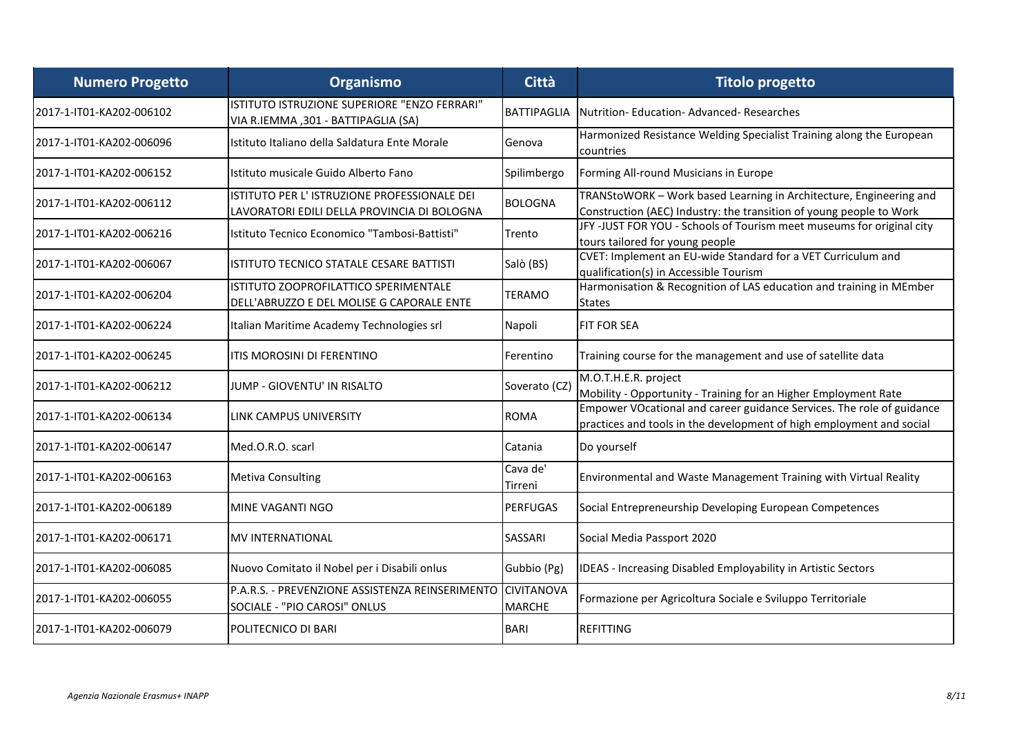| Numero Progetto | Organismo | Città | Titolo progetto |
|---|---|---|---|
| 2017-1-IT01-KA202-006102 | ISTITUTO ISTRUZIONE SUPERIORE "ENZO FERRARI" VIA R.IEMMA ,301 - BATTIPAGLIA (SA) | BATTIPAGLIA | Nutrition- Education- Advanced- Researches |
| 2017-1-IT01-KA202-006096 | Istituto Italiano della Saldatura Ente Morale | Genova | Harmonized Resistance Welding Specialist Training along the European countries |
| 2017-1-IT01-KA202-006152 | Istituto musicale Guido Alberto Fano | Spilimbergo | Forming All-round Musicians in Europe |
| 2017-1-IT01-KA202-006112 | ISTITUTO PER L' ISTRUZIONE PROFESSIONALE DEI LAVORATORI EDILI DELLA PROVINCIA DI BOLOGNA | BOLOGNA | TRANStoWORK – Work based Learning in Architecture, Engineering and Construction (AEC) Industry: the transition of young people to Work |
| 2017-1-IT01-KA202-006216 | Istituto Tecnico Economico "Tambosi-Battisti" | Trento | JFY -JUST FOR YOU - Schools of Tourism meet museums for original city tours tailored for young people |
| 2017-1-IT01-KA202-006067 | ISTITUTO TECNICO STATALE CESARE BATTISTI | Salò (BS) | CVET: Implement an EU-wide Standard for a VET Curriculum and qualification(s) in Accessible Tourism |
| 2017-1-IT01-KA202-006204 | ISTITUTO ZOOPROFILATTICO SPERIMENTALE DELL'ABRUZZO E DEL MOLISE G CAPORALE ENTE | TERAMO | Harmonisation & Recognition of LAS education and training in MEmber States |
| 2017-1-IT01-KA202-006224 | Italian Maritime Academy Technologies srl | Napoli | FIT FOR SEA |
| 2017-1-IT01-KA202-006245 | ITIS MOROSINI DI FERENTINO | Ferentino | Training course for the management and use of satellite data |
| 2017-1-IT01-KA202-006212 | JUMP - GIOVENTU' IN RISALTO | Soverato (CZ) | M.O.T.H.E.R. project<br>Mobility - Opportunity - Training for an Higher Employment Rate |
| 2017-1-IT01-KA202-006134 | LINK CAMPUS UNIVERSITY | ROMA | Empower VOcational and career guidance Services. The role of guidance practices and tools in the development of high employment and social |
| 2017-1-IT01-KA202-006147 | Med.O.R.O. scarl | Catania | Do yourself |
| 2017-1-IT01-KA202-006163 | Metiva Consulting | Cava de' Tirreni | Environmental and Waste Management Training with Virtual Reality |
| 2017-1-IT01-KA202-006189 | MINE VAGANTI NGO | PERFUGAS | Social Entrepreneurship Developing European Competences |
| 2017-1-IT01-KA202-006171 | MV INTERNATIONAL | SASSARI | Social Media Passport 2020 |
| 2017-1-IT01-KA202-006085 | Nuovo Comitato il Nobel per i Disabili onlus | Gubbio (Pg) | IDEAS - Increasing Disabled Employability in Artistic Sectors |
| 2017-1-IT01-KA202-006055 | P.A.R.S. - PREVENZIONE ASSISTENZA REINSERIMENTO SOCIALE - "PIO CAROSI" ONLUS | CIVITANOVA MARCHE | Formazione per Agricoltura Sociale e Sviluppo Territoriale |
| 2017-1-IT01-KA202-006079 | POLITECNICO DI BARI | BARI | REFITTING |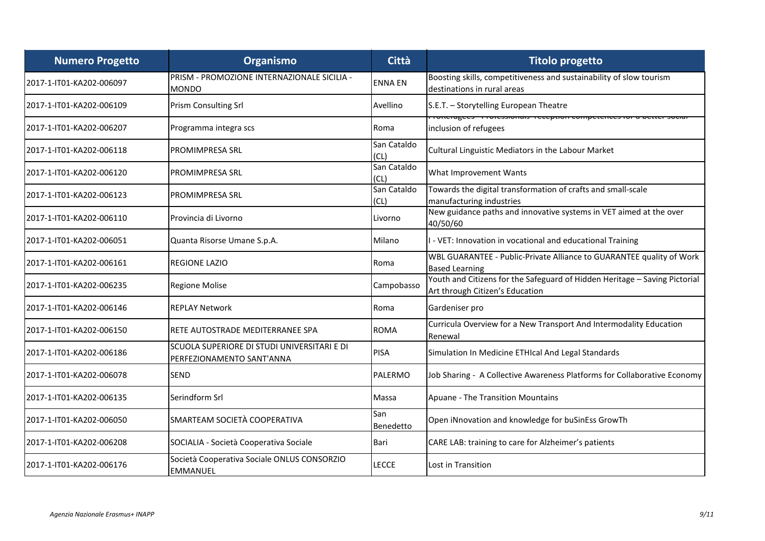| Numero Progetto | Organismo | Città | Titolo progetto |
| --- | --- | --- | --- |
| 2017-1-IT01-KA202-006097 | PRISM - PROMOZIONE INTERNAZIONALE SICILIA - MONDO | ENNA EN | Boosting skills, competitiveness and sustainability of slow tourism destinations in rural areas |
| 2017-1-IT01-KA202-006109 | Prism Consulting Srl | Avellino | S.E.T. – Storytelling European Theatre |
| 2017-1-IT01-KA202-006207 | Programma integra scs | Roma | ProRefugees - Professionals' reception competences for a better social inclusion of refugees |
| 2017-1-IT01-KA202-006118 | PROMIMPRESA SRL | San Cataldo (CL) | Cultural Linguistic Mediators in the Labour Market |
| 2017-1-IT01-KA202-006120 | PROMIMPRESA SRL | San Cataldo (CL) | What Improvement Wants |
| 2017-1-IT01-KA202-006123 | PROMIMPRESA SRL | San Cataldo (CL) | Towards the digital transformation of crafts and small-scale manufacturing industries |
| 2017-1-IT01-KA202-006110 | Provincia di Livorno | Livorno | New guidance paths and innovative systems in VET aimed at the over 40/50/60 |
| 2017-1-IT01-KA202-006051 | Quanta Risorse Umane S.p.A. | Milano | I - VET: Innovation in vocational and educational Training |
| 2017-1-IT01-KA202-006161 | REGIONE LAZIO | Roma | WBL GUARANTEE - Public-Private Alliance to GUARANTEE quality of Work Based Learning |
| 2017-1-IT01-KA202-006235 | Regione Molise | Campobasso | Youth and Citizens for the Safeguard of Hidden Heritage – Saving Pictorial Art through Citizen's Education |
| 2017-1-IT01-KA202-006146 | REPLAY Network | Roma | Gardeniser pro |
| 2017-1-IT01-KA202-006150 | RETE AUTOSTRADE MEDITERRANEE SPA | ROMA | Curricula Overview for a New Transport And Intermodality Education Renewal |
| 2017-1-IT01-KA202-006186 | SCUOLA SUPERIORE DI STUDI UNIVERSITARI E DI PERFEZIONAMENTO SANT'ANNA | PISA | Simulation In Medicine ETHIcal And Legal Standards |
| 2017-1-IT01-KA202-006078 | SEND | PALERMO | Job Sharing - A Collective Awareness Platforms for Collaborative Economy |
| 2017-1-IT01-KA202-006135 | Serindform Srl | Massa | Apuane - The Transition Mountains |
| 2017-1-IT01-KA202-006050 | SMARTEAM SOCIETÀ COOPERATIVA | San Benedetto | Open iNnovation and knowledge for buSinEss GrowTh |
| 2017-1-IT01-KA202-006208 | SOCIALIA - Società Cooperativa Sociale | Bari | CARE LAB: training to care for Alzheimer's patients |
| 2017-1-IT01-KA202-006176 | Società Cooperativa Sociale ONLUS CONSORZIO EMMANUEL | LECCE | Lost in Transition |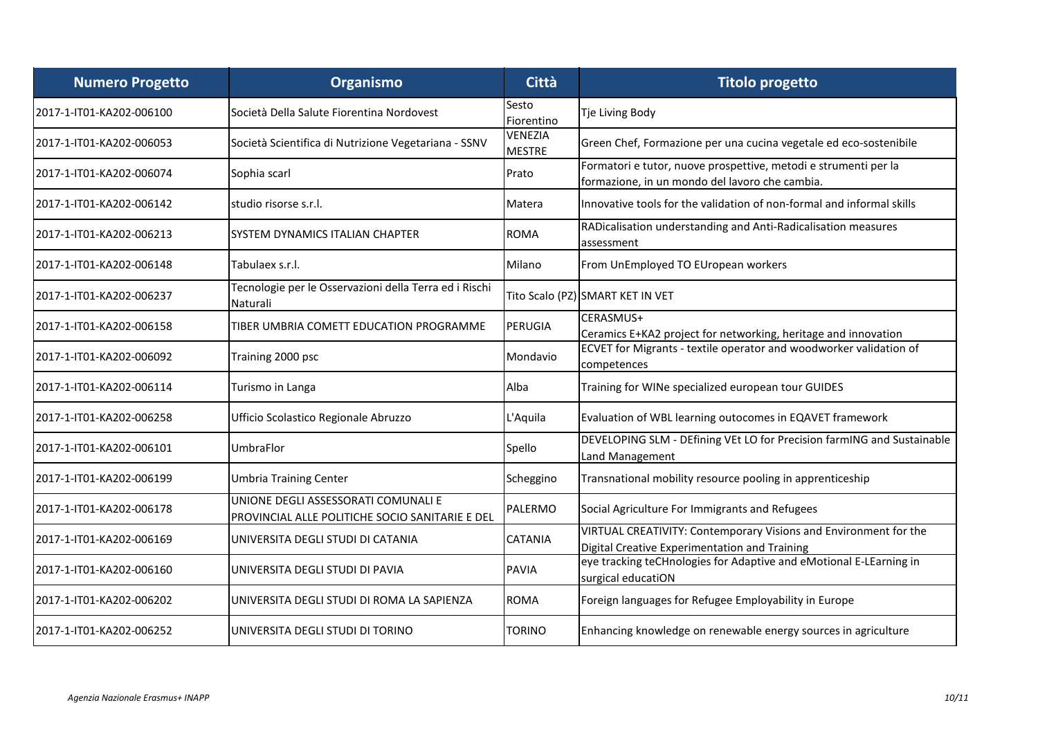| Numero Progetto | Organismo | Città | Titolo progetto |
|---|---|---|---|
| 2017-1-IT01-KA202-006100 | Società Della Salute Fiorentina Nordovest | Sesto Fiorentino | Tje Living Body |
| 2017-1-IT01-KA202-006053 | Società Scientifica di Nutrizione Vegetariana - SSNV | VENEZIA MESTRE | Green Chef, Formazione per una cucina vegetale ed eco-sostenibile |
| 2017-1-IT01-KA202-006074 | Sophia scarl | Prato | Formatori e tutor, nuove prospettive, metodi e strumenti per la formazione, in un mondo del lavoro che cambia. |
| 2017-1-IT01-KA202-006142 | studio risorse s.r.l. | Matera | Innovative tools for the validation of non-formal and informal skills |
| 2017-1-IT01-KA202-006213 | SYSTEM DYNAMICS ITALIAN CHAPTER | ROMA | RADicalisation understanding and Anti-Radicalisation measures assessment |
| 2017-1-IT01-KA202-006148 | Tabulaex s.r.l. | Milano | From UnEmployed TO EUropean workers |
| 2017-1-IT01-KA202-006237 | Tecnologie per le Osservazioni della Terra ed i Rischi Naturali | Tito Scalo (PZ) | SMART KET IN VET |
| 2017-1-IT01-KA202-006158 | TIBER UMBRIA COMETT EDUCATION PROGRAMME | PERUGIA | CERASMUS+ Ceramics E+KA2 project for networking, heritage and innovation |
| 2017-1-IT01-KA202-006092 | Training 2000 psc | Mondavio | ECVET for Migrants - textile operator and woodworker validation of competences |
| 2017-1-IT01-KA202-006114 | Turismo in Langa | Alba | Training for WINe specialized european tour GUIDES |
| 2017-1-IT01-KA202-006258 | Ufficio Scolastico Regionale Abruzzo | L'Aquila | Evaluation of WBL learning outocomes in EQAVET framework |
| 2017-1-IT01-KA202-006101 | UmbraFlor | Spello | DEVELOPING SLM - DEfining VEt LO for Precision farmING and Sustainable Land Management |
| 2017-1-IT01-KA202-006199 | Umbria Training Center | Scheggino | Transnational mobility resource pooling in apprenticeship |
| 2017-1-IT01-KA202-006178 | UNIONE DEGLI ASSESSORATI COMUNALI E PROVINCIAL ALLE POLITICHE SOCIO SANITARIE E DEL | PALERMO | Social Agriculture For Immigrants and Refugees |
| 2017-1-IT01-KA202-006169 | UNIVERSITA DEGLI STUDI DI CATANIA | CATANIA | VIRTUAL CREATIVITY: Contemporary Visions and Environment for the Digital Creative Experimentation and Training |
| 2017-1-IT01-KA202-006160 | UNIVERSITA DEGLI STUDI DI PAVIA | PAVIA | eye tracking teCHnologies for Adaptive and eMotional E-LEarning in surgical educatiON |
| 2017-1-IT01-KA202-006202 | UNIVERSITA DEGLI STUDI DI ROMA LA SAPIENZA | ROMA | Foreign languages for Refugee Employability in Europe |
| 2017-1-IT01-KA202-006252 | UNIVERSITA DEGLI STUDI DI TORINO | TORINO | Enhancing knowledge on renewable energy sources in agriculture |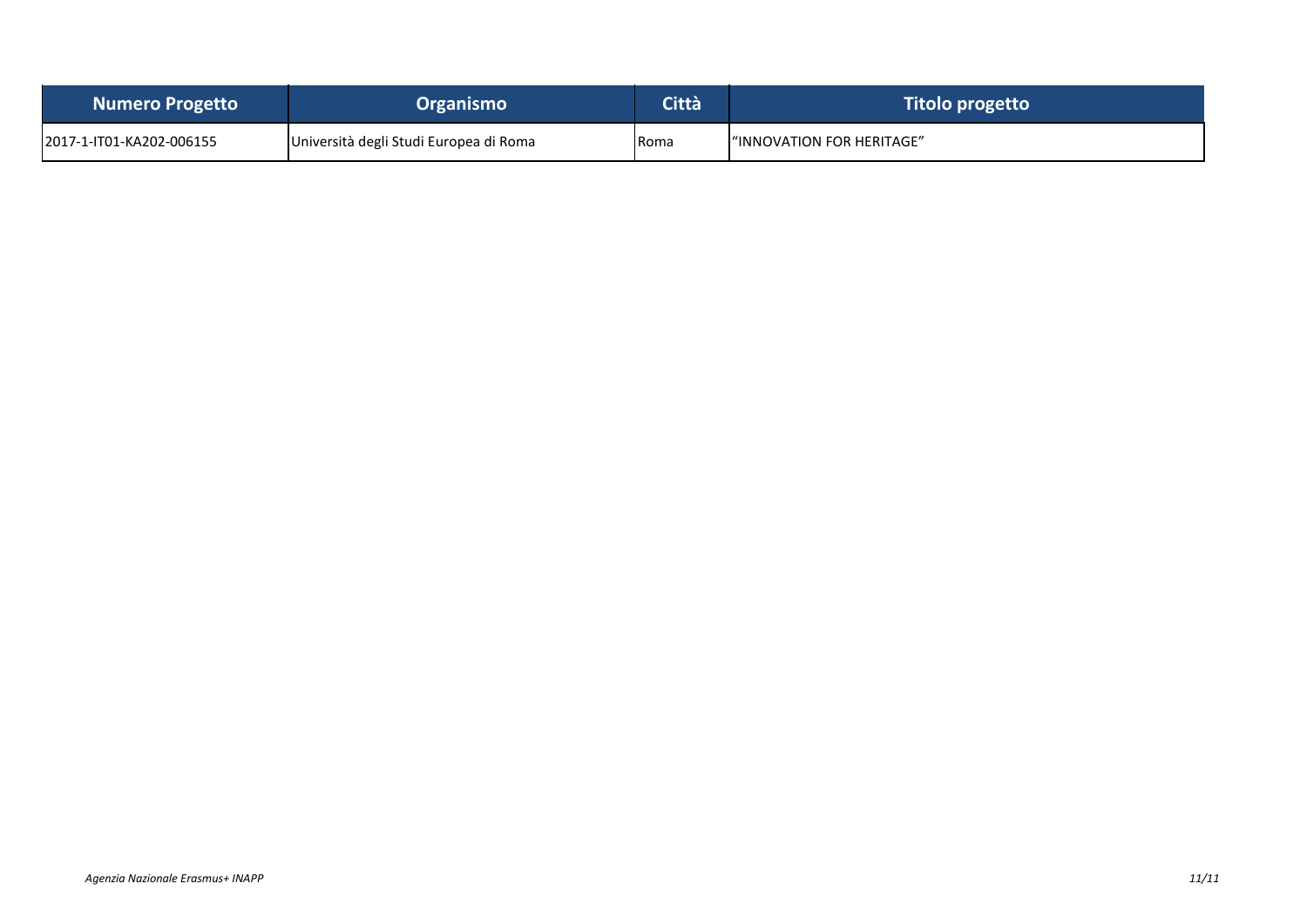| Numero Progetto | Organismo | Città | Titolo progetto |
| --- | --- | --- | --- |
| 2017-1-IT01-KA202-006155 | Università degli Studi Europea di Roma | Roma | "INNOVATION FOR HERITAGE" |